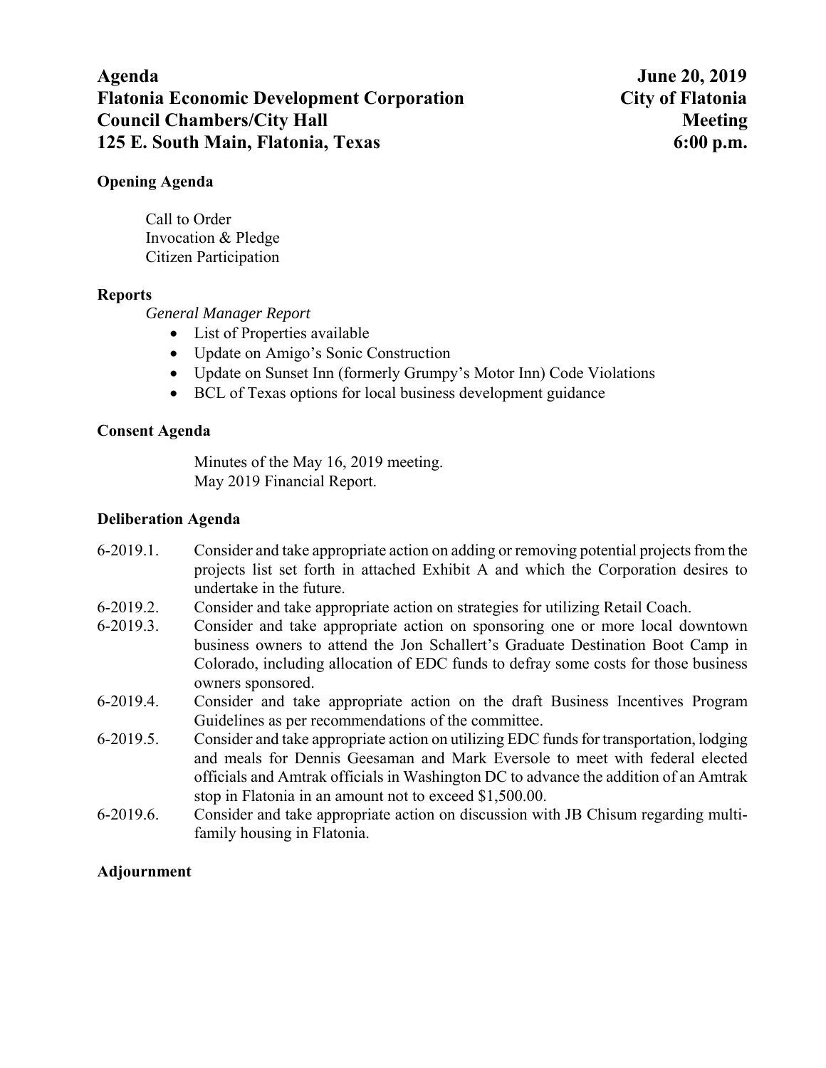**Agenda** **June 20, 2019**
**Flatonia Economic Development Corporation** **City of Flatonia**
**Council Chambers/City Hall** **Meeting**
**125 E. South Main, Flatonia, Texas** **6:00 p.m.**

**Opening Agenda**

Call to Order
Invocation & Pledge
Citizen Participation

**Reports**

*General Manager Report*

- List of Properties available
- Update on Amigo's Sonic Construction
- Update on Sunset Inn (formerly Grumpy's Motor Inn) Code Violations
- BCL of Texas options for local business development guidance

**Consent Agenda**

Minutes of the May 16, 2019 meeting.
May 2019 Financial Report.

**Deliberation Agenda**

6-2019.1. Consider and take appropriate action on adding or removing potential projects from the projects list set forth in attached Exhibit A and which the Corporation desires to undertake in the future.

6-2019.2. Consider and take appropriate action on strategies for utilizing Retail Coach.

6-2019.3. Consider and take appropriate action on sponsoring one or more local downtown business owners to attend the Jon Schallert's Graduate Destination Boot Camp in Colorado, including allocation of EDC funds to defray some costs for those business owners sponsored.

6-2019.4. Consider and take appropriate action on the draft Business Incentives Program Guidelines as per recommendations of the committee.

6-2019.5. Consider and take appropriate action on utilizing EDC funds for transportation, lodging and meals for Dennis Geesaman and Mark Eversole to meet with federal elected officials and Amtrak officials in Washington DC to advance the addition of an Amtrak stop in Flatonia in an amount not to exceed $1,500.00.

6-2019.6. Consider and take appropriate action on discussion with JB Chisum regarding multi-family housing in Flatonia.

**Adjournment**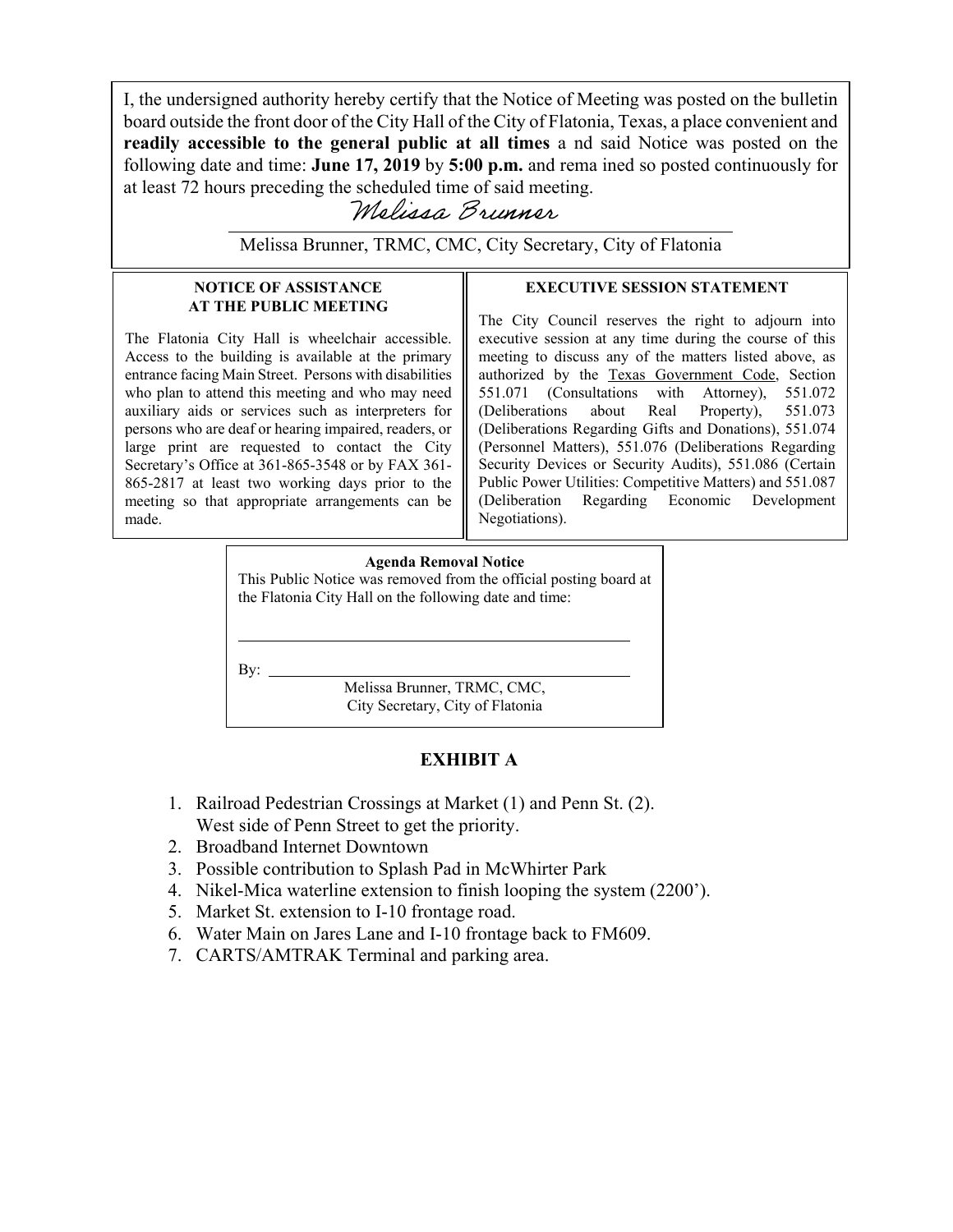I, the undersigned authority hereby certify that the Notice of Meeting was posted on the bulletin board outside the front door of the City Hall of the City of Flatonia, Texas, a place convenient and **readily accessible to the general public at all times** a nd said Notice was posted on the following date and time: **June 17, 2019** by **5:00 p.m.** and rema ined so posted continuously for at least 72 hours preceding the scheduled time of said meeting.

*Melissa Brunner*

Melissa Brunner, TRMC, CMC, City Secretary, City of Flatonia

**NOTICE OF ASSISTANCE AT THE PUBLIC MEETING**

The Flatonia City Hall is wheelchair accessible. Access to the building is available at the primary entrance facing Main Street. Persons with disabilities who plan to attend this meeting and who may need auxiliary aids or services such as interpreters for persons who are deaf or hearing impaired, readers, or large print are requested to contact the City Secretary's Office at 361-865-3548 or by FAX 361-865-2817 at least two working days prior to the meeting so that appropriate arrangements can be made.

**EXECUTIVE SESSION STATEMENT**

The City Council reserves the right to adjourn into executive session at any time during the course of this meeting to discuss any of the matters listed above, as authorized by the Texas Government Code, Section 551.071 (Consultations with Attorney), 551.072 (Deliberations about Real Property), 551.073 (Deliberations Regarding Gifts and Donations), 551.074 (Personnel Matters), 551.076 (Deliberations Regarding Security Devices or Security Audits), 551.086 (Certain Public Power Utilities: Competitive Matters) and 551.087 (Deliberation Regarding Economic Development Negotiations).

**Agenda Removal Notice**

This Public Notice was removed from the official posting board at the Flatonia City Hall on the following date and time:

\_\_\_\_\_\_\_\_\_\_\_\_\_\_\_\_\_\_\_\_\_\_\_\_\_\_\_\_\_\_\_\_\_\_\_\_\_\_\_\_\_\_\_\_

By: \_\_\_\_\_\_\_\_\_\_\_\_\_\_\_\_\_\_\_\_\_\_\_\_\_\_\_\_\_\_\_\_\_\_\_\_\_\_\_\_

Melissa Brunner, TRMC, CMC,
City Secretary, City of Flatonia

## EXHIBIT A

1. Railroad Pedestrian Crossings at Market (1) and Penn St. (2). West side of Penn Street to get the priority.
2. Broadband Internet Downtown
3. Possible contribution to Splash Pad in McWhirter Park
4. Nikel-Mica waterline extension to finish looping the system (2200').
5. Market St. extension to I-10 frontage road.
6. Water Main on Jares Lane and I-10 frontage back to FM609.
7. CARTS/AMTRAK Terminal and parking area.